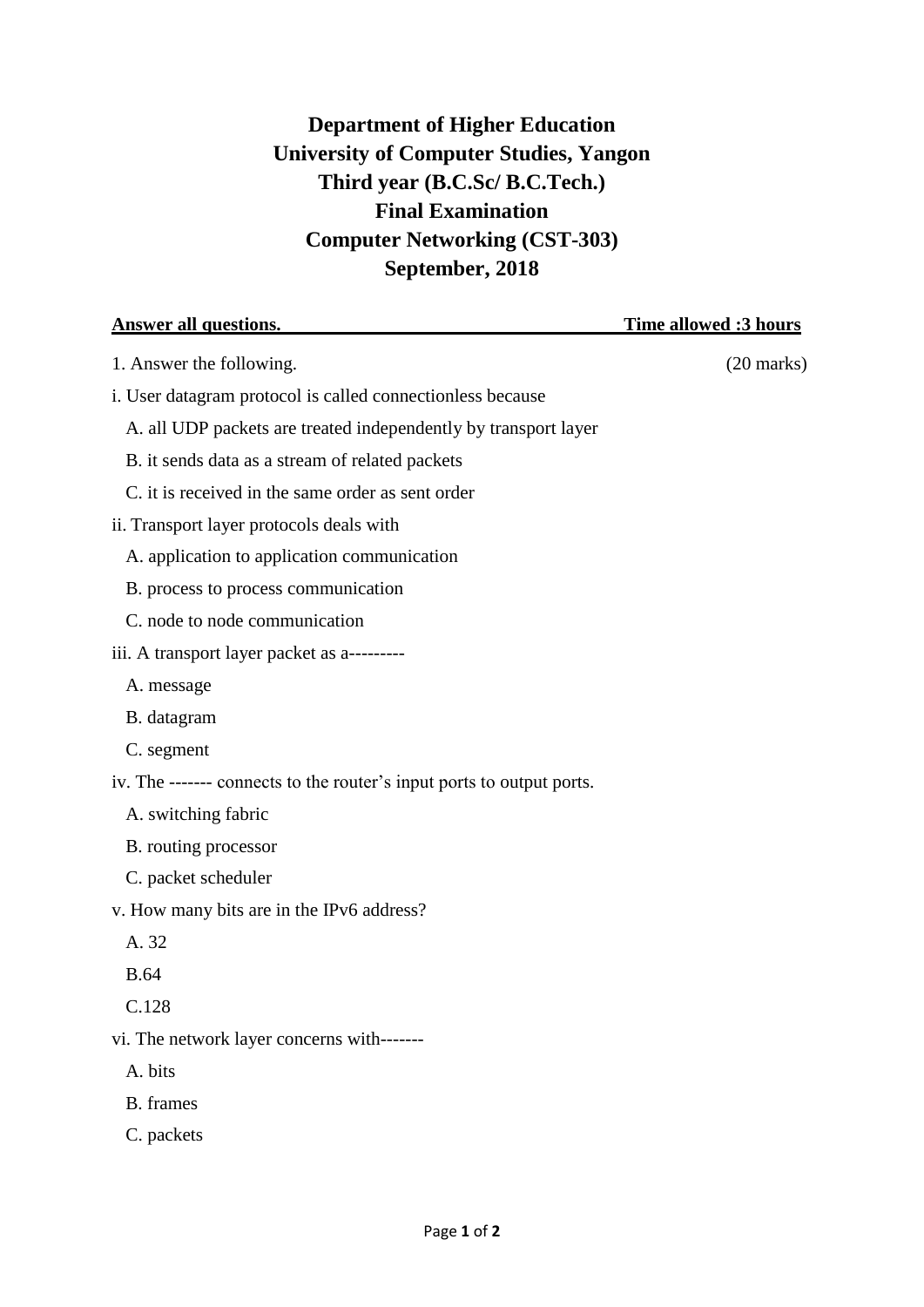# Department of Higher Education
# University of Computer Studies, Yangon
# Third year (B.C.Sc/ B.C.Tech.)
# Final Examination
# Computer Networking (CST-303)
# September, 2018

**Answer all questions.** **Time allowed :3 hours**

1. Answer the following. (20 marks)

i. User datagram protocol is called connectionless because

A. all UDP packets are treated independently by transport layer

B. it sends data as a stream of related packets

C. it is received in the same order as sent order

ii. Transport layer protocols deals with

A. application to application communication

B. process to process communication

C. node to node communication

iii. A transport layer packet as a---------

A. message

B. datagram

C. segment

iv. The ------- connects to the router's input ports to output ports.

A. switching fabric

B. routing processor

C. packet scheduler

v. How many bits are in the IPv6 address?

A. 32

B.64

C.128

vi. The network layer concerns with-------

A. bits

B. frames

C. packets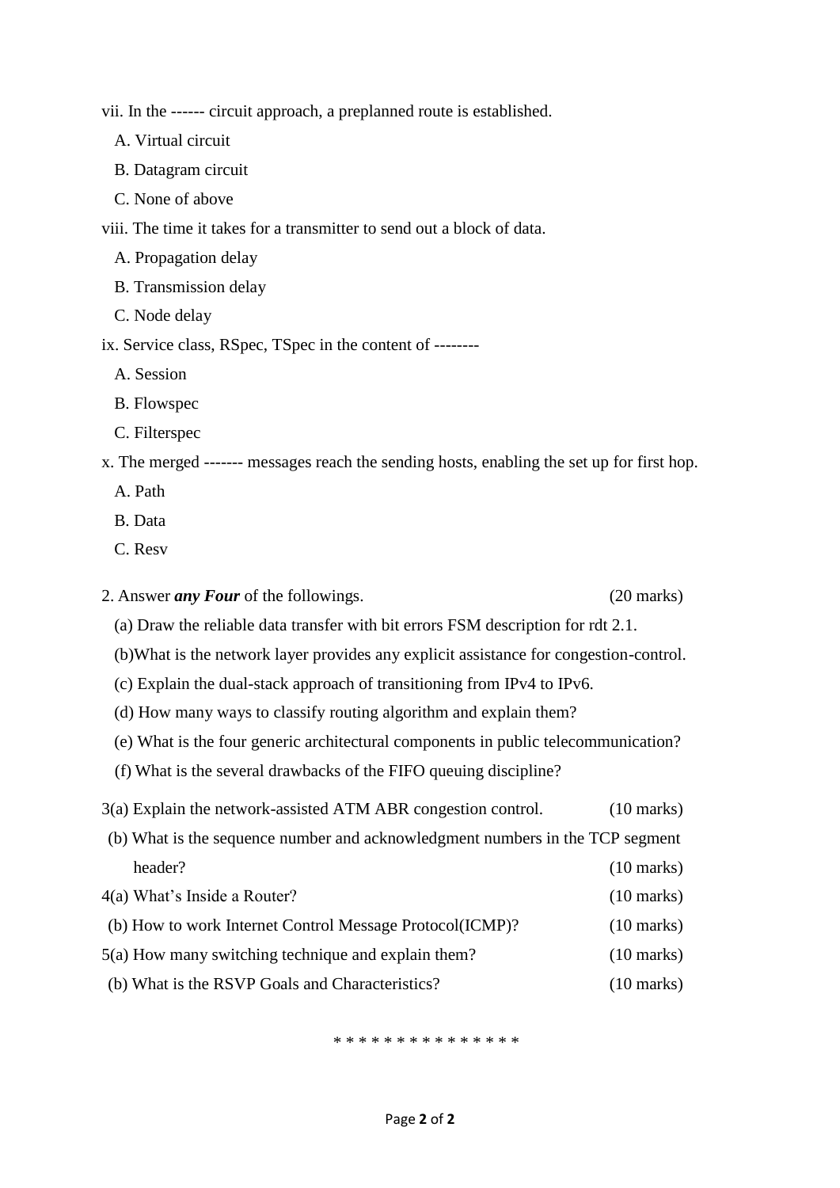vii. In the ------ circuit approach, a preplanned route is established.

A. Virtual circuit

B. Datagram circuit

C. None of above

viii. The time it takes for a transmitter to send out a block of data.

A. Propagation delay

B. Transmission delay

C. Node delay

ix. Service class, RSpec, TSpec in the content of --------

A. Session

B. Flowspec

C. Filterspec

x. The merged ------- messages reach the sending hosts, enabling the set up for first hop.

A. Path

B. Data

C. Resv

2. Answer ***any Four*** of the followings. (20 marks)

(a) Draw the reliable data transfer with bit errors FSM description for rdt 2.1.

(b)What is the network layer provides any explicit assistance for congestion-control.

(c) Explain the dual-stack approach of transitioning from IPv4 to IPv6.

(d) How many ways to classify routing algorithm and explain them?

(e) What is the four generic architectural components in public telecommunication?

(f) What is the several drawbacks of the FIFO queuing discipline?

3(a) Explain the network-assisted ATM ABR congestion control. (10 marks)

(b) What is the sequence number and acknowledgment numbers in the TCP segment header? (10 marks)

4(a) What's Inside a Router? (10 marks)

(b) How to work Internet Control Message Protocol(ICMP)? (10 marks)

5(a) How many switching technique and explain them? (10 marks)

(b) What is the RSVP Goals and Characteristics? (10 marks)

* * * * * * * * * * * * * * *